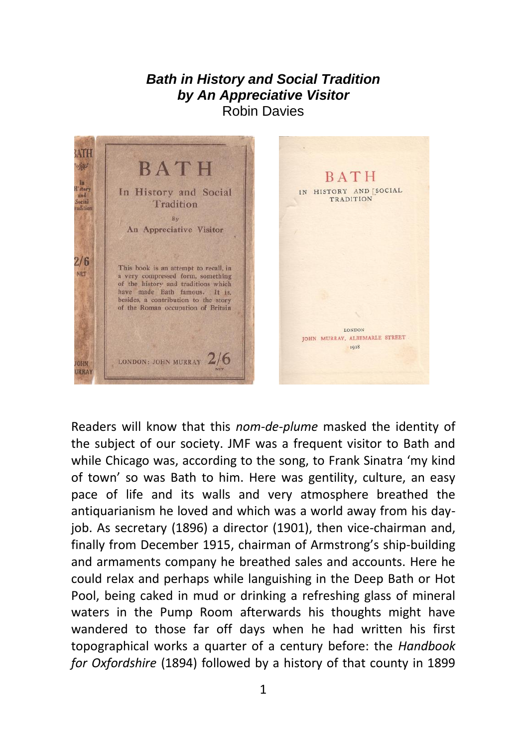***Bath in History and Social Tradition***
***by An Appreciative Visitor***
Robin Davies

Readers will know that this *nom-de-plume* masked the identity of the subject of our society. JMF was a frequent visitor to Bath and while Chicago was, according to the song, to Frank Sinatra 'my kind of town' so was Bath to him. Here was gentility, culture, an easy pace of life and its walls and very atmosphere breathed the antiquarianism he loved and which was a world away from his day-job. As secretary (1896) a director (1901), then vice-chairman and, finally from December 1915, chairman of Armstrong's ship-building and armaments company he breathed sales and accounts. Here he could relax and perhaps while languishing in the Deep Bath or Hot Pool, being caked in mud or drinking a refreshing glass of mineral waters in the Pump Room afterwards his thoughts might have wandered to those far off days when he had written his first topographical works a quarter of a century before: the *Handbook for Oxfordshire* (1894) followed by a history of that county in 1899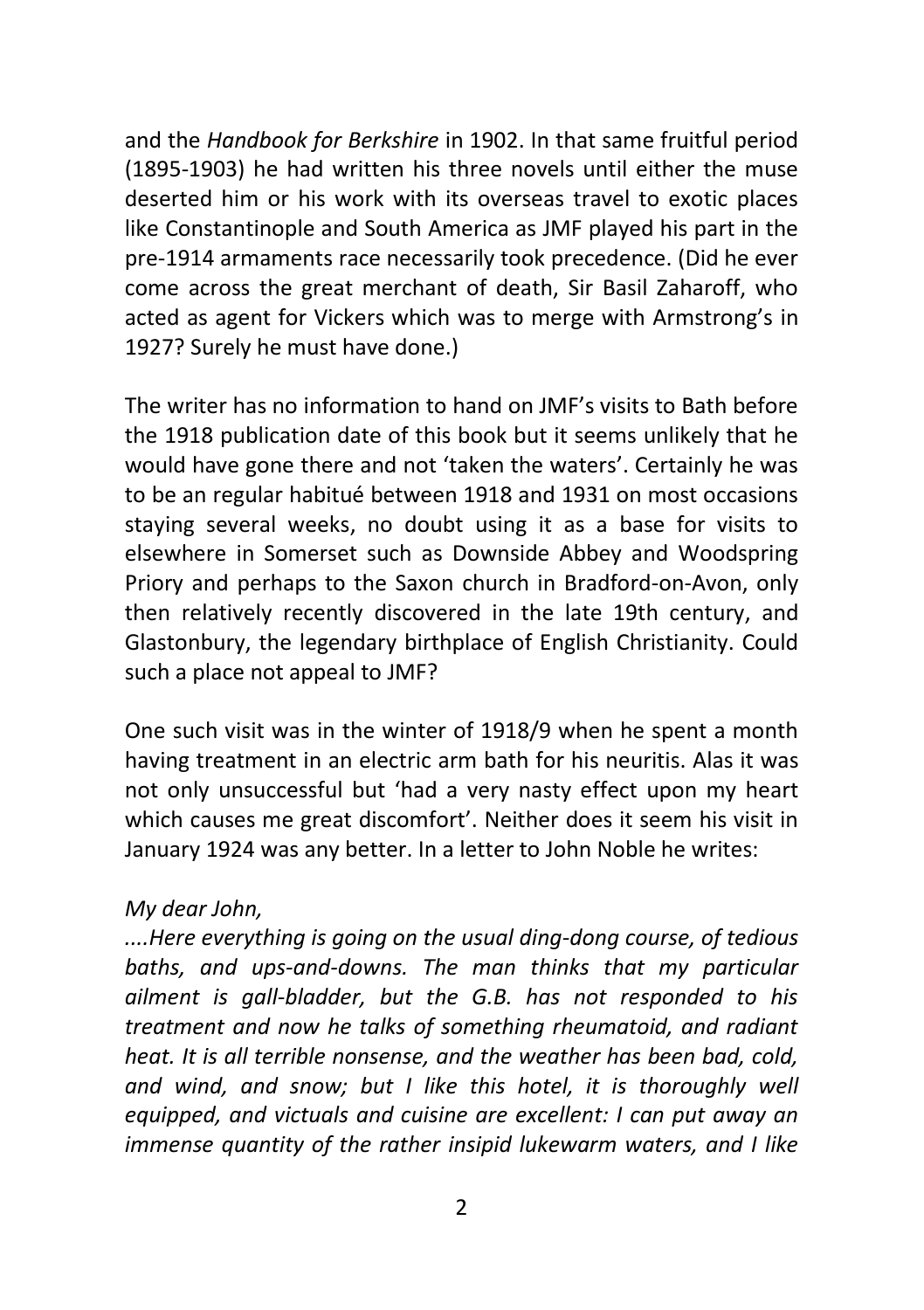and the *Handbook for Berkshire* in 1902. In that same fruitful period (1895-1903) he had written his three novels until either the muse deserted him or his work with its overseas travel to exotic places like Constantinople and South America as JMF played his part in the pre-1914 armaments race necessarily took precedence. (Did he ever come across the great merchant of death, Sir Basil Zaharoff, who acted as agent for Vickers which was to merge with Armstrong's in 1927? Surely he must have done.)

The writer has no information to hand on JMF's visits to Bath before the 1918 publication date of this book but it seems unlikely that he would have gone there and not 'taken the waters'. Certainly he was to be an regular habitué between 1918 and 1931 on most occasions staying several weeks, no doubt using it as a base for visits to elsewhere in Somerset such as Downside Abbey and Woodspring Priory and perhaps to the Saxon church in Bradford-on-Avon, only then relatively recently discovered in the late 19th century, and Glastonbury, the legendary birthplace of English Christianity. Could such a place not appeal to JMF?

One such visit was in the winter of 1918/9 when he spent a month having treatment in an electric arm bath for his neuritis. Alas it was not only unsuccessful but 'had a very nasty effect upon my heart which causes me great discomfort'. Neither does it seem his visit in January 1924 was any better. In a letter to John Noble he writes:

*My dear John,*

*....Here everything is going on the usual ding-dong course, of tedious baths, and ups-and-downs. The man thinks that my particular ailment is gall-bladder, but the G.B. has not responded to his treatment and now he talks of something rheumatoid, and radiant heat. It is all terrible nonsense, and the weather has been bad, cold, and wind, and snow; but I like this hotel, it is thoroughly well equipped, and victuals and cuisine are excellent: I can put away an immense quantity of the rather insipid lukewarm waters, and I like*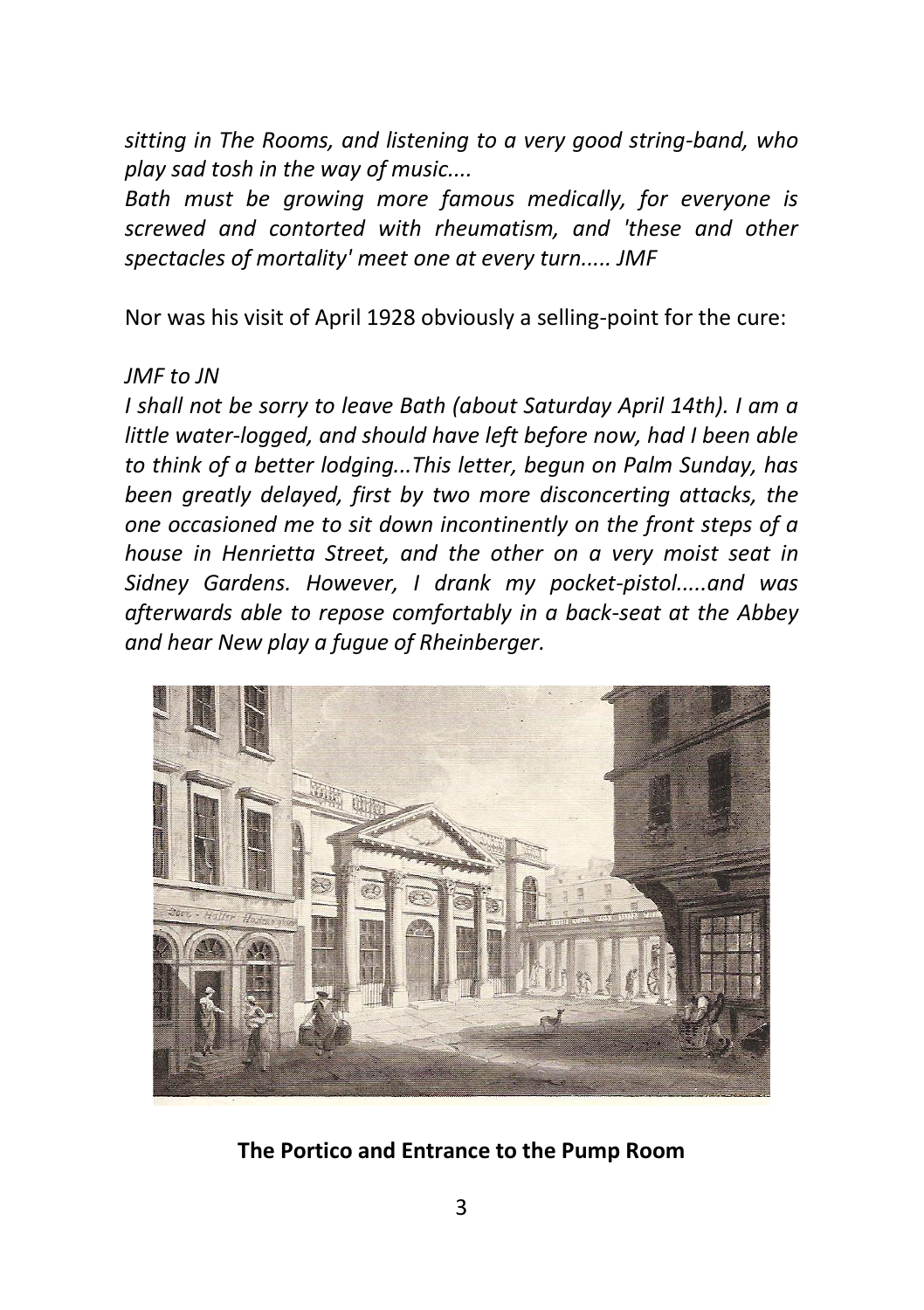*sitting in The Rooms, and listening to a very good string-band, who play sad tosh in the way of music....*

*Bath must be growing more famous medically, for everyone is screwed and contorted with rheumatism, and 'these and other spectacles of mortality' meet one at every turn..... JMF*

Nor was his visit of April 1928 obviously a selling-point for the cure:

*JMF to JN*

*I shall not be sorry to leave Bath (about Saturday April 14th). I am a little water-logged, and should have left before now, had I been able to think of a better lodging...This letter, begun on Palm Sunday, has been greatly delayed, first by two more disconcerting attacks, the one occasioned me to sit down incontinently on the front steps of a house in Henrietta Street, and the other on a very moist seat in Sidney Gardens. However, I drank my pocket-pistol.....and was afterwards able to repose comfortably in a back-seat at the Abbey and hear New play a fugue of Rheinberger.*

**The Portico and Entrance to the Pump Room**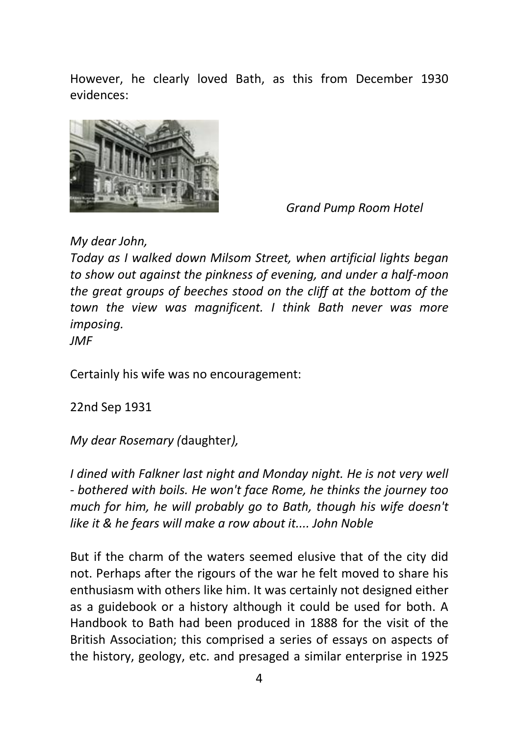However, he clearly loved Bath, as this from December 1930 evidences:

*Grand Pump Room Hotel*

*My dear John,*
*Today as I walked down Milsom Street, when artificial lights began to show out against the pinkness of evening, and under a half-moon the great groups of beeches stood on the cliff at the bottom of the town the view was magnificent. I think Bath never was more imposing.*
*JMF*

Certainly his wife was no encouragement:

22nd Sep 1931

*My dear Rosemary (*daughter*),*

*I dined with Falkner last night and Monday night. He is not very well - bothered with boils. He won't face Rome, he thinks the journey too much for him, he will probably go to Bath, though his wife doesn't like it & he fears will make a row about it.... John Noble*

But if the charm of the waters seemed elusive that of the city did not. Perhaps after the rigours of the war he felt moved to share his enthusiasm with others like him. It was certainly not designed either as a guidebook or a history although it could be used for both. A Handbook to Bath had been produced in 1888 for the visit of the British Association; this comprised a series of essays on aspects of the history, geology, etc. and presaged a similar enterprise in 1925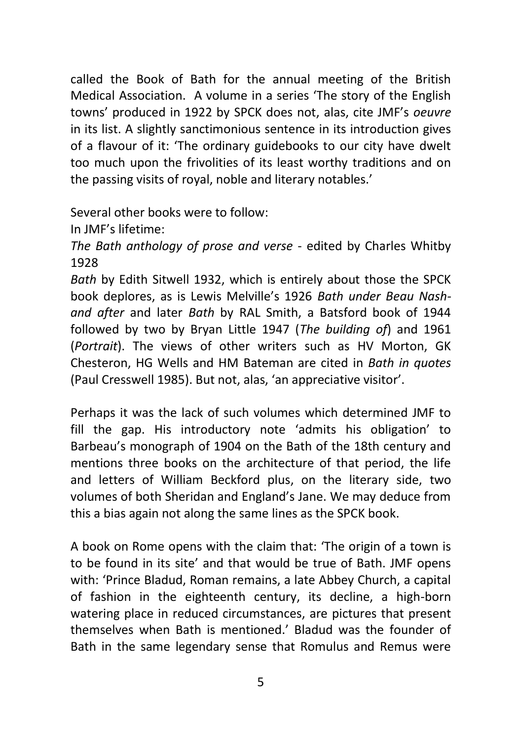called the Book of Bath for the annual meeting of the British Medical Association. A volume in a series 'The story of the English towns' produced in 1922 by SPCK does not, alas, cite JMF's *oeuvre* in its list. A slightly sanctimonious sentence in its introduction gives of a flavour of it: 'The ordinary guidebooks to our city have dwelt too much upon the frivolities of its least worthy traditions and on the passing visits of royal, noble and literary notables.'

Several other books were to follow:

In JMF's lifetime:

*The Bath anthology of prose and verse* - edited by Charles Whitby 1928

*Bath* by Edith Sitwell 1932, which is entirely about those the SPCK book deplores, as is Lewis Melville's 1926 *Bath under Beau Nash- and after* and later *Bath* by RAL Smith, a Batsford book of 1944 followed by two by Bryan Little 1947 (*The building of*) and 1961 (*Portrait*). The views of other writers such as HV Morton, GK Chesteron, HG Wells and HM Bateman are cited in *Bath in quotes* (Paul Cresswell 1985). But not, alas, 'an appreciative visitor'.

Perhaps it was the lack of such volumes which determined JMF to fill the gap. His introductory note 'admits his obligation' to Barbeau's monograph of 1904 on the Bath of the 18th century and mentions three books on the architecture of that period, the life and letters of William Beckford plus, on the literary side, two volumes of both Sheridan and England's Jane. We may deduce from this a bias again not along the same lines as the SPCK book.

A book on Rome opens with the claim that: 'The origin of a town is to be found in its site' and that would be true of Bath. JMF opens with: 'Prince Bladud, Roman remains, a late Abbey Church, a capital of fashion in the eighteenth century, its decline, a high-born watering place in reduced circumstances, are pictures that present themselves when Bath is mentioned.' Bladud was the founder of Bath in the same legendary sense that Romulus and Remus were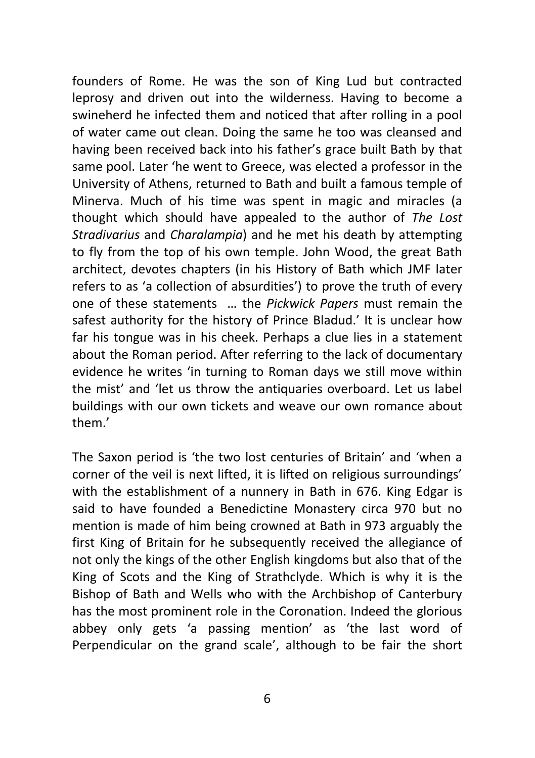founders of Rome. He was the son of King Lud but contracted leprosy and driven out into the wilderness. Having to become a swineherd he infected them and noticed that after rolling in a pool of water came out clean. Doing the same he too was cleansed and having been received back into his father's grace built Bath by that same pool. Later 'he went to Greece, was elected a professor in the University of Athens, returned to Bath and built a famous temple of Minerva. Much of his time was spent in magic and miracles (a thought which should have appealed to the author of *The Lost Stradivarius* and *Charalampia*) and he met his death by attempting to fly from the top of his own temple. John Wood, the great Bath architect, devotes chapters (in his History of Bath which JMF later refers to as 'a collection of absurdities') to prove the truth of every one of these statements … the *Pickwick Papers* must remain the safest authority for the history of Prince Bladud.' It is unclear how far his tongue was in his cheek. Perhaps a clue lies in a statement about the Roman period. After referring to the lack of documentary evidence he writes 'in turning to Roman days we still move within the mist' and 'let us throw the antiquaries overboard. Let us label buildings with our own tickets and weave our own romance about them.'

The Saxon period is 'the two lost centuries of Britain' and 'when a corner of the veil is next lifted, it is lifted on religious surroundings' with the establishment of a nunnery in Bath in 676. King Edgar is said to have founded a Benedictine Monastery circa 970 but no mention is made of him being crowned at Bath in 973 arguably the first King of Britain for he subsequently received the allegiance of not only the kings of the other English kingdoms but also that of the King of Scots and the King of Strathclyde. Which is why it is the Bishop of Bath and Wells who with the Archbishop of Canterbury has the most prominent role in the Coronation. Indeed the glorious abbey only gets 'a passing mention' as 'the last word of Perpendicular on the grand scale', although to be fair the short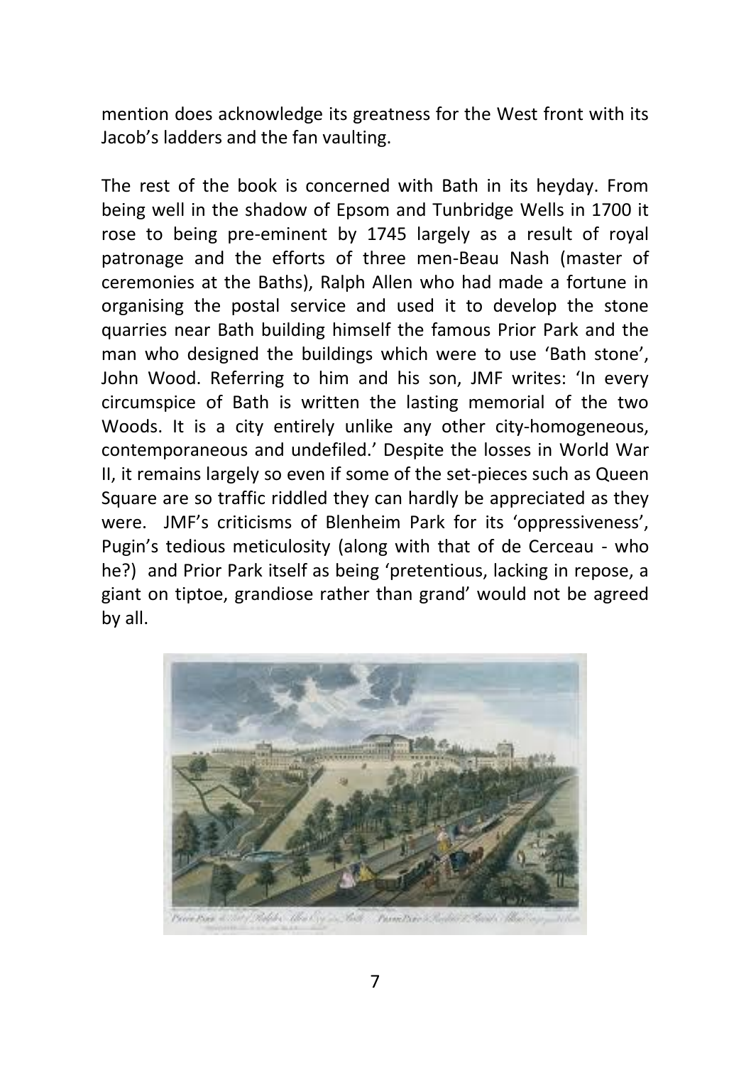mention does acknowledge its greatness for the West front with its Jacob's ladders and the fan vaulting.

The rest of the book is concerned with Bath in its heyday. From being well in the shadow of Epsom and Tunbridge Wells in 1700 it rose to being pre-eminent by 1745 largely as a result of royal patronage and the efforts of three men-Beau Nash (master of ceremonies at the Baths), Ralph Allen who had made a fortune in organising the postal service and used it to develop the stone quarries near Bath building himself the famous Prior Park and the man who designed the buildings which were to use 'Bath stone', John Wood. Referring to him and his son, JMF writes: 'In every circumspice of Bath is written the lasting memorial of the two Woods. It is a city entirely unlike any other city-homogeneous, contemporaneous and undefiled.' Despite the losses in World War II, it remains largely so even if some of the set-pieces such as Queen Square are so traffic riddled they can hardly be appreciated as they were. JMF's criticisms of Blenheim Park for its 'oppressiveness', Pugin's tedious meticulosity (along with that of de Cerceau - who he?) and Prior Park itself as being 'pretentious, lacking in repose, a giant on tiptoe, grandiose rather than grand' would not be agreed by all.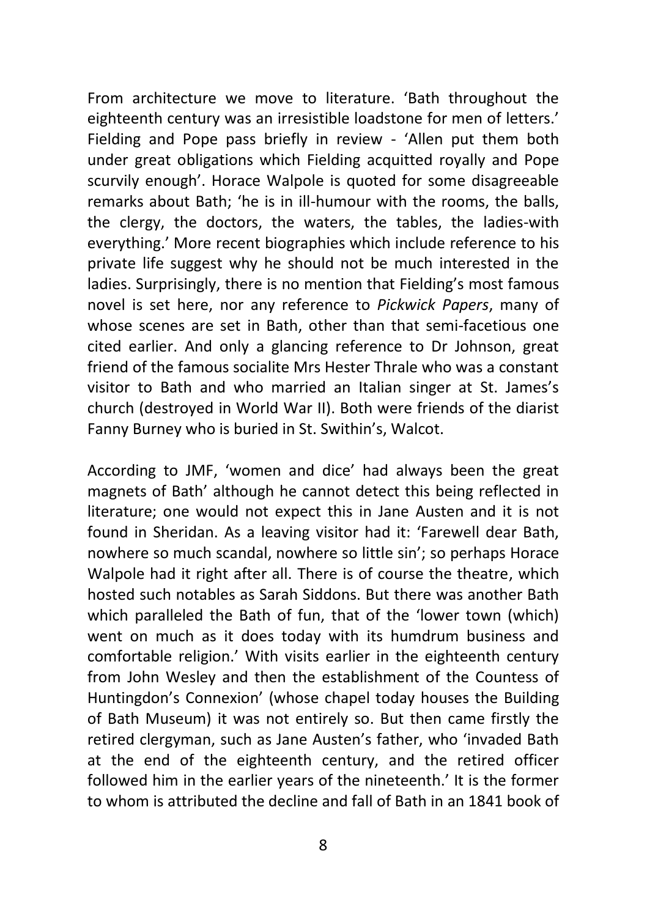From architecture we move to literature. 'Bath throughout the eighteenth century was an irresistible loadstone for men of letters.' Fielding and Pope pass briefly in review - 'Allen put them both under great obligations which Fielding acquitted royally and Pope scurvily enough'. Horace Walpole is quoted for some disagreeable remarks about Bath; 'he is in ill-humour with the rooms, the balls, the clergy, the doctors, the waters, the tables, the ladies-with everything.' More recent biographies which include reference to his private life suggest why he should not be much interested in the ladies. Surprisingly, there is no mention that Fielding's most famous novel is set here, nor any reference to *Pickwick Papers*, many of whose scenes are set in Bath, other than that semi-facetious one cited earlier. And only a glancing reference to Dr Johnson, great friend of the famous socialite Mrs Hester Thrale who was a constant visitor to Bath and who married an Italian singer at St. James's church (destroyed in World War II). Both were friends of the diarist Fanny Burney who is buried in St. Swithin's, Walcot.

According to JMF, 'women and dice' had always been the great magnets of Bath' although he cannot detect this being reflected in literature; one would not expect this in Jane Austen and it is not found in Sheridan. As a leaving visitor had it: 'Farewell dear Bath, nowhere so much scandal, nowhere so little sin'; so perhaps Horace Walpole had it right after all. There is of course the theatre, which hosted such notables as Sarah Siddons. But there was another Bath which paralleled the Bath of fun, that of the 'lower town (which) went on much as it does today with its humdrum business and comfortable religion.' With visits earlier in the eighteenth century from John Wesley and then the establishment of the Countess of Huntingdon's Connexion' (whose chapel today houses the Building of Bath Museum) it was not entirely so. But then came firstly the retired clergyman, such as Jane Austen's father, who 'invaded Bath at the end of the eighteenth century, and the retired officer followed him in the earlier years of the nineteenth.' It is the former to whom is attributed the decline and fall of Bath in an 1841 book of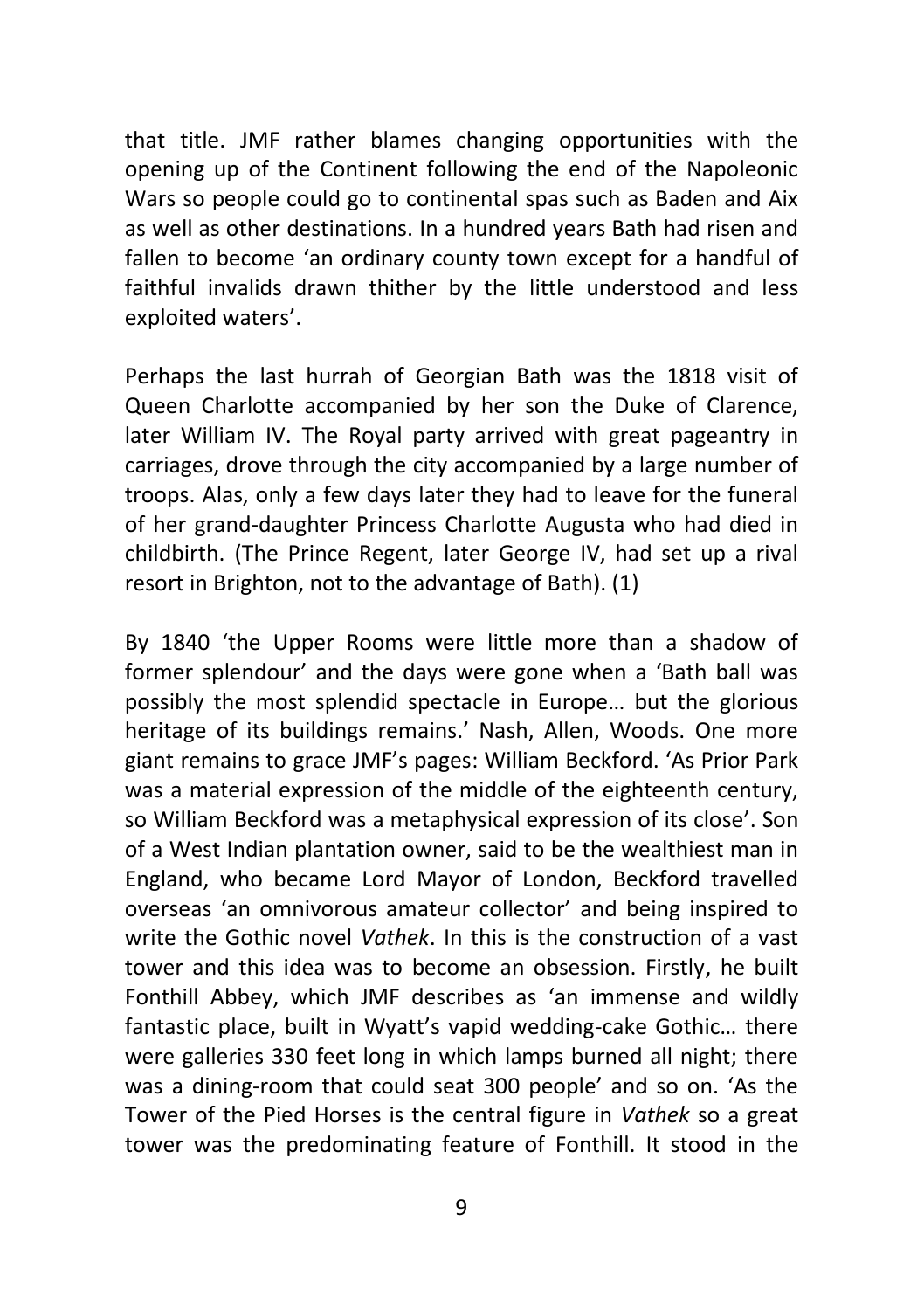that title. JMF rather blames changing opportunities with the opening up of the Continent following the end of the Napoleonic Wars so people could go to continental spas such as Baden and Aix as well as other destinations. In a hundred years Bath had risen and fallen to become 'an ordinary county town except for a handful of faithful invalids drawn thither by the little understood and less exploited waters'.

Perhaps the last hurrah of Georgian Bath was the 1818 visit of Queen Charlotte accompanied by her son the Duke of Clarence, later William IV. The Royal party arrived with great pageantry in carriages, drove through the city accompanied by a large number of troops. Alas, only a few days later they had to leave for the funeral of her grand-daughter Princess Charlotte Augusta who had died in childbirth. (The Prince Regent, later George IV, had set up a rival resort in Brighton, not to the advantage of Bath). (1)

By 1840 'the Upper Rooms were little more than a shadow of former splendour' and the days were gone when a 'Bath ball was possibly the most splendid spectacle in Europe… but the glorious heritage of its buildings remains.' Nash, Allen, Woods. One more giant remains to grace JMF's pages: William Beckford. 'As Prior Park was a material expression of the middle of the eighteenth century, so William Beckford was a metaphysical expression of its close'. Son of a West Indian plantation owner, said to be the wealthiest man in England, who became Lord Mayor of London, Beckford travelled overseas 'an omnivorous amateur collector' and being inspired to write the Gothic novel *Vathek*. In this is the construction of a vast tower and this idea was to become an obsession. Firstly, he built Fonthill Abbey, which JMF describes as 'an immense and wildly fantastic place, built in Wyatt's vapid wedding-cake Gothic… there were galleries 330 feet long in which lamps burned all night; there was a dining-room that could seat 300 people' and so on. 'As the Tower of the Pied Horses is the central figure in *Vathek* so a great tower was the predominating feature of Fonthill. It stood in the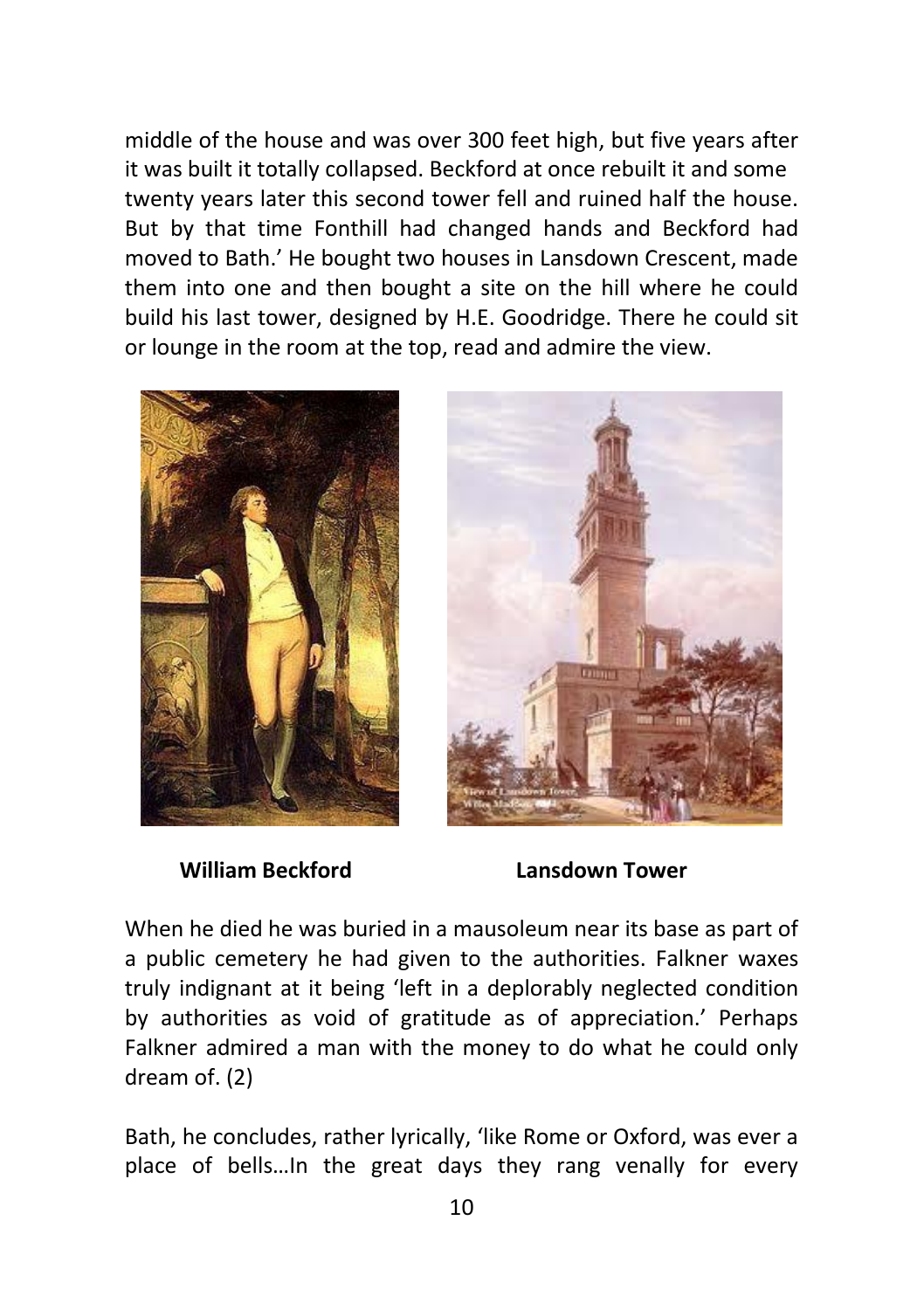middle of the house and was over 300 feet high, but five years after it was built it totally collapsed. Beckford at once rebuilt it and some twenty years later this second tower fell and ruined half the house. But by that time Fonthill had changed hands and Beckford had moved to Bath.' He bought two houses in Lansdown Crescent, made them into one and then bought a site on the hill where he could build his last tower, designed by H.E. Goodridge. There he could sit or lounge in the room at the top, read and admire the view.

**William Beckford** **Lansdown Tower**

When he died he was buried in a mausoleum near its base as part of a public cemetery he had given to the authorities. Falkner waxes truly indignant at it being 'left in a deplorably neglected condition by authorities as void of gratitude as of appreciation.' Perhaps Falkner admired a man with the money to do what he could only dream of. (2)

Bath, he concludes, rather lyrically, 'like Rome or Oxford, was ever a place of bells…In the great days they rang venally for every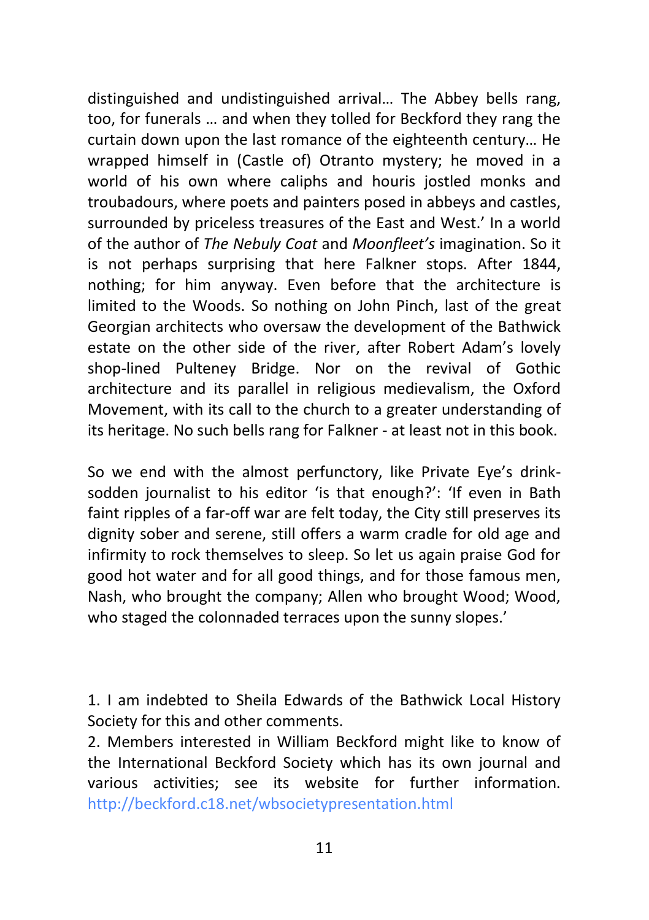distinguished and undistinguished arrival… The Abbey bells rang, too, for funerals … and when they tolled for Beckford they rang the curtain down upon the last romance of the eighteenth century… He wrapped himself in (Castle of) Otranto mystery; he moved in a world of his own where caliphs and houris jostled monks and troubadours, where poets and painters posed in abbeys and castles, surrounded by priceless treasures of the East and West.' In a world of the author of *The Nebuly Coat* and *Moonfleet's* imagination. So it is not perhaps surprising that here Falkner stops. After 1844, nothing; for him anyway. Even before that the architecture is limited to the Woods. So nothing on John Pinch, last of the great Georgian architects who oversaw the development of the Bathwick estate on the other side of the river, after Robert Adam's lovely shop-lined Pulteney Bridge. Nor on the revival of Gothic architecture and its parallel in religious medievalism, the Oxford Movement, with its call to the church to a greater understanding of its heritage. No such bells rang for Falkner - at least not in this book.

So we end with the almost perfunctory, like Private Eye's drink-sodden journalist to his editor 'is that enough?': 'If even in Bath faint ripples of a far-off war are felt today, the City still preserves its dignity sober and serene, still offers a warm cradle for old age and infirmity to rock themselves to sleep. So let us again praise God for good hot water and for all good things, and for those famous men, Nash, who brought the company; Allen who brought Wood; Wood, who staged the colonnaded terraces upon the sunny slopes.'

1. I am indebted to Sheila Edwards of the Bathwick Local History Society for this and other comments.

2. Members interested in William Beckford might like to know of the International Beckford Society which has its own journal and various activities; see its website for further information. http://beckford.c18.net/wbsocietypresentation.html